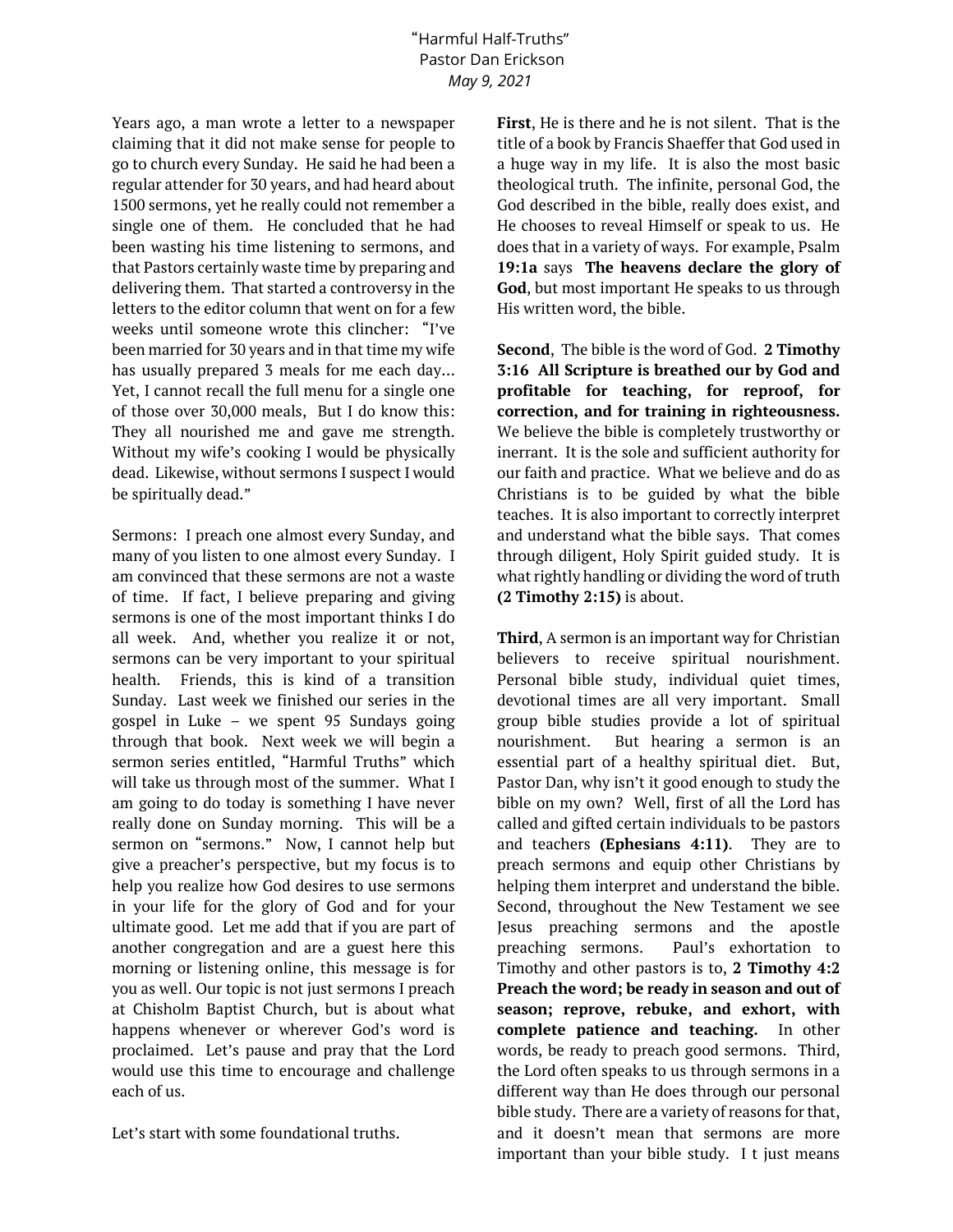# "Harmful Half-Truths"

Pastor Dan Erickson

*May 9, 2021*

Years ago, a man wrote a letter to a newspaper claiming that it did not make sense for people to go to church every Sunday. He said he had been a regular attender for 30 years, and had heard about 1500 sermons, yet he really could not remember a single one of them. He concluded that he had been wasting his time listening to sermons, and that Pastors certainly waste time by preparing and delivering them. That started a controversy in the letters to the editor column that went on for a few weeks until someone wrote this clincher: "I've been married for 30 years and in that time my wife has usually prepared 3 meals for me each day… Yet, I cannot recall the full menu for a single one of those over 30,000 meals, But I do know this: They all nourished me and gave me strength. Without my wife's cooking I would be physically dead. Likewise, without sermons I suspect I would be spiritually dead."

Sermons: I preach one almost every Sunday, and many of you listen to one almost every Sunday. I am convinced that these sermons are not a waste of time. If fact, I believe preparing and giving sermons is one of the most important thinks I do all week. And, whether you realize it or not, sermons can be very important to your spiritual health. Friends, this is kind of a transition Sunday. Last week we finished our series in the gospel in Luke – we spent 95 Sundays going through that book. Next week we will begin a sermon series entitled, "Harmful Truths" which will take us through most of the summer. What I am going to do today is something I have never really done on Sunday morning. This will be a sermon on "sermons." Now, I cannot help but give a preacher's perspective, but my focus is to help you realize how God desires to use sermons in your life for the glory of God and for your ultimate good. Let me add that if you are part of another congregation and are a guest here this morning or listening online, this message is for you as well. Our topic is not just sermons I preach at Chisholm Baptist Church, but is about what happens whenever or wherever God's word is proclaimed. Let's pause and pray that the Lord would use this time to encourage and challenge each of us.

Let's start with some foundational truths.

**First**, He is there and he is not silent. That is the title of a book by Francis Shaeffer that God used in a huge way in my life. It is also the most basic theological truth. The infinite, personal God, the God described in the bible, really does exist, and He chooses to reveal Himself or speak to us. He does that in a variety of ways. For example, Psalm **19:1a** says **The heavens declare the glory of God**, but most important He speaks to us through His written word, the bible.

**Second**, The bible is the word of God. **2 Timothy 3:16 All Scripture is breathed our by God and profitable for teaching, for reproof, for correction, and for training in righteousness.** We believe the bible is completely trustworthy or inerrant. It is the sole and sufficient authority for our faith and practice. What we believe and do as Christians is to be guided by what the bible teaches. It is also important to correctly interpret and understand what the bible says. That comes through diligent, Holy Spirit guided study. It is what rightly handling or dividing the word of truth **(2 Timothy 2:15)** is about.

**Third**, A sermon is an important way for Christian believers to receive spiritual nourishment. Personal bible study, individual quiet times, devotional times are all very important. Small group bible studies provide a lot of spiritual nourishment. But hearing a sermon is an essential part of a healthy spiritual diet. But, Pastor Dan, why isn't it good enough to study the bible on my own? Well, first of all the Lord has called and gifted certain individuals to be pastors and teachers **(Ephesians 4:11)**. They are to preach sermons and equip other Christians by helping them interpret and understand the bible. Second, throughout the New Testament we see Jesus preaching sermons and the apostle preaching sermons. Paul's exhortation to Timothy and other pastors is to, **2 Timothy 4:2 Preach the word; be ready in season and out of season; reprove, rebuke, and exhort, with complete patience and teaching.** In other words, be ready to preach good sermons. Third, the Lord often speaks to us through sermons in a different way than He does through our personal bible study. There are a variety of reasons for that, and it doesn't mean that sermons are more important than your bible study. I t just means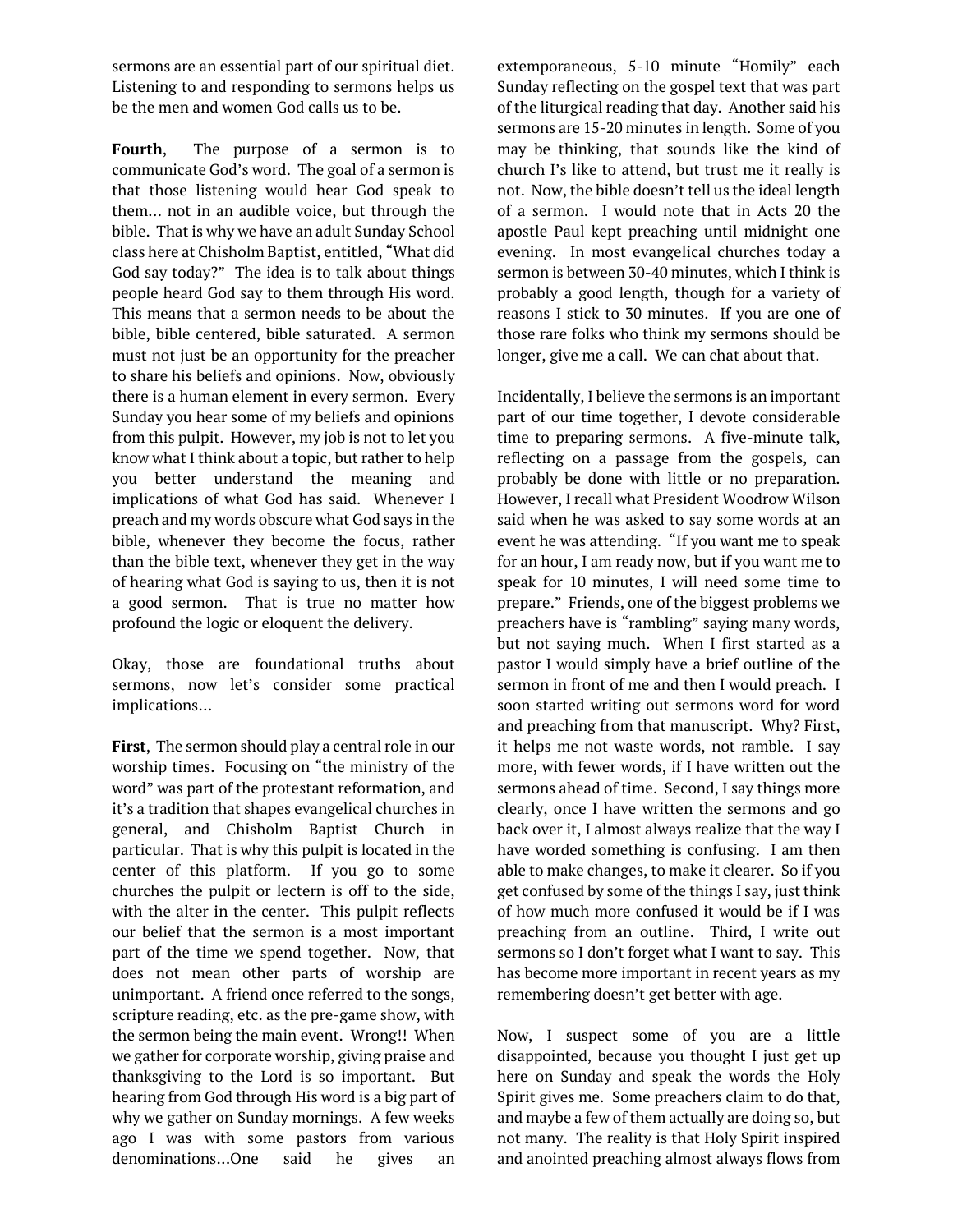sermons are an essential part of our spiritual diet. Listening to and responding to sermons helps us be the men and women God calls us to be.

**Fourth**, The purpose of a sermon is to communicate God's word. The goal of a sermon is that those listening would hear God speak to them... not in an audible voice, but through the bible. That is why we have an adult Sunday School class here at Chisholm Baptist, entitled, "What did God say today?" The idea is to talk about things people heard God say to them through His word. This means that a sermon needs to be about the bible, bible centered, bible saturated. A sermon must not just be an opportunity for the preacher to share his beliefs and opinions. Now, obviously there is a human element in every sermon. Every Sunday you hear some of my beliefs and opinions from this pulpit. However, my job is not to let you know what I think about a topic, but rather to help you better understand the meaning and implications of what God has said. Whenever I preach and my words obscure what God says in the bible, whenever they become the focus, rather than the bible text, whenever they get in the way of hearing what God is saying to us, then it is not a good sermon. That is true no matter how profound the logic or eloquent the delivery.

Okay, those are foundational truths about sermons, now let's consider some practical implications...

**First**, The sermon should play a central role in our worship times. Focusing on "the ministry of the word" was part of the protestant reformation, and it's a tradition that shapes evangelical churches in general, and Chisholm Baptist Church in particular. That is why this pulpit is located in the center of this platform. If you go to some churches the pulpit or lectern is off to the side, with the alter in the center. This pulpit reflects our belief that the sermon is a most important part of the time we spend together. Now, that does not mean other parts of worship are unimportant. A friend once referred to the songs, scripture reading, etc. as the pre-game show, with the sermon being the main event. Wrong!! When we gather for corporate worship, giving praise and thanksgiving to the Lord is so important. But hearing from God through His word is a big part of why we gather on Sunday mornings. A few weeks ago I was with some pastors from various denominations...One said he gives an extemporaneous, 5-10 minute "Homily" each Sunday reflecting on the gospel text that was part of the liturgical reading that day. Another said his sermons are 15-20 minutes in length. Some of you may be thinking, that sounds like the kind of church I's like to attend, but trust me it really is not. Now, the bible doesn't tell us the ideal length of a sermon. I would note that in Acts 20 the apostle Paul kept preaching until midnight one evening. In most evangelical churches today a sermon is between 30-40 minutes, which I think is probably a good length, though for a variety of reasons I stick to 30 minutes. If you are one of those rare folks who think my sermons should be longer, give me a call. We can chat about that.

Incidentally, I believe the sermons is an important part of our time together, I devote considerable time to preparing sermons. A five-minute talk, reflecting on a passage from the gospels, can probably be done with little or no preparation. However, I recall what President Woodrow Wilson said when he was asked to say some words at an event he was attending. "If you want me to speak for an hour, I am ready now, but if you want me to speak for 10 minutes, I will need some time to prepare." Friends, one of the biggest problems we preachers have is "rambling" saying many words, but not saying much. When I first started as a pastor I would simply have a brief outline of the sermon in front of me and then I would preach. I soon started writing out sermons word for word and preaching from that manuscript. Why? First, it helps me not waste words, not ramble. I say more, with fewer words, if I have written out the sermons ahead of time. Second, I say things more clearly, once I have written the sermons and go back over it, I almost always realize that the way I have worded something is confusing. I am then able to make changes, to make it clearer. So if you get confused by some of the things I say, just think of how much more confused it would be if I was preaching from an outline. Third, I write out sermons so I don't forget what I want to say. This has become more important in recent years as my remembering doesn't get better with age.

Now, I suspect some of you are a little disappointed, because you thought I just get up here on Sunday and speak the words the Holy Spirit gives me. Some preachers claim to do that, and maybe a few of them actually are doing so, but not many. The reality is that Holy Spirit inspired and anointed preaching almost always flows from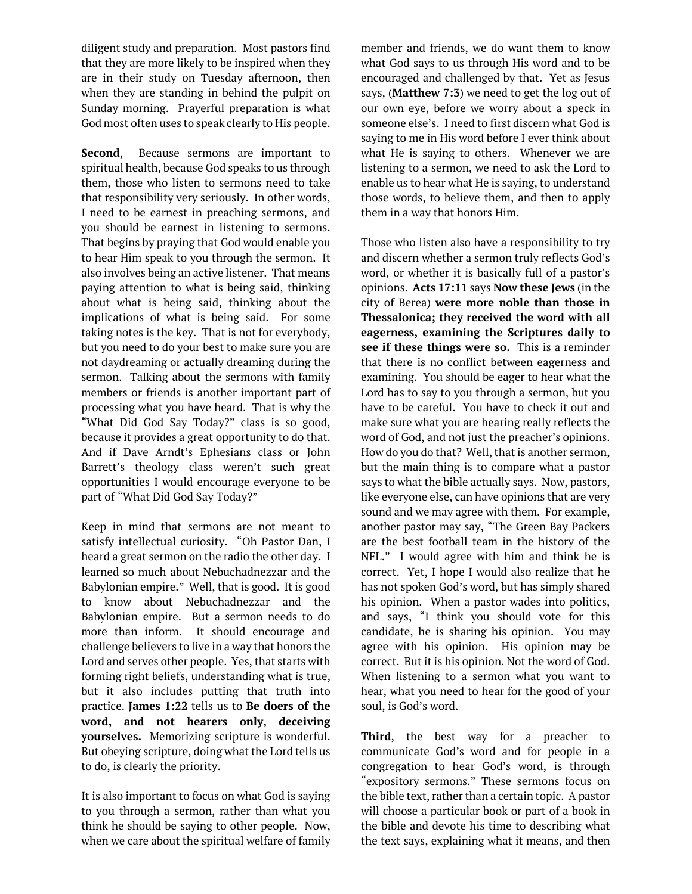diligent study and preparation. Most pastors find that they are more likely to be inspired when they are in their study on Tuesday afternoon, then when they are standing in behind the pulpit on Sunday morning. Prayerful preparation is what God most often uses to speak clearly to His people.

**Second**, Because sermons are important to spiritual health, because God speaks to us through them, those who listen to sermons need to take that responsibility very seriously. In other words, I need to be earnest in preaching sermons, and you should be earnest in listening to sermons. That begins by praying that God would enable you to hear Him speak to you through the sermon. It also involves being an active listener. That means paying attention to what is being said, thinking about what is being said, thinking about the implications of what is being said. For some taking notes is the key. That is not for everybody, but you need to do your best to make sure you are not daydreaming or actually dreaming during the sermon. Talking about the sermons with family members or friends is another important part of processing what you have heard. That is why the "What Did God Say Today?" class is so good, because it provides a great opportunity to do that. And if Dave Arndt's Ephesians class or John Barrett's theology class weren't such great opportunities I would encourage everyone to be part of "What Did God Say Today?"

Keep in mind that sermons are not meant to satisfy intellectual curiosity. "Oh Pastor Dan, I heard a great sermon on the radio the other day. I learned so much about Nebuchadnezzar and the Babylonian empire." Well, that is good. It is good to know about Nebuchadnezzar and the Babylonian empire. But a sermon needs to do more than inform. It should encourage and challenge believers to live in a way that honors the Lord and serves other people. Yes, that starts with forming right beliefs, understanding what is true, but it also includes putting that truth into practice. **James 1:22** tells us to **Be doers of the word, and not hearers only, deceiving yourselves.** Memorizing scripture is wonderful. But obeying scripture, doing what the Lord tells us to do, is clearly the priority.

It is also important to focus on what God is saying to you through a sermon, rather than what you think he should be saying to other people. Now, when we care about the spiritual welfare of family member and friends, we do want them to know what God says to us through His word and to be encouraged and challenged by that. Yet as Jesus says, (**Matthew 7:3**) we need to get the log out of our own eye, before we worry about a speck in someone else's. I need to first discern what God is saying to me in His word before I ever think about what He is saying to others. Whenever we are listening to a sermon, we need to ask the Lord to enable us to hear what He is saying, to understand those words, to believe them, and then to apply them in a way that honors Him.

Those who listen also have a responsibility to try and discern whether a sermon truly reflects God's word, or whether it is basically full of a pastor's opinions. **Acts 17:11** says **Now these Jews** (in the city of Berea) **were more noble than those in Thessalonica; they received the word with all eagerness, examining the Scriptures daily to see if these things were so.** This is a reminder that there is no conflict between eagerness and examining. You should be eager to hear what the Lord has to say to you through a sermon, but you have to be careful. You have to check it out and make sure what you are hearing really reflects the word of God, and not just the preacher's opinions. How do you do that? Well, that is another sermon, but the main thing is to compare what a pastor says to what the bible actually says. Now, pastors, like everyone else, can have opinions that are very sound and we may agree with them. For example, another pastor may say, "The Green Bay Packers are the best football team in the history of the NFL." I would agree with him and think he is correct. Yet, I hope I would also realize that he has not spoken God's word, but has simply shared his opinion. When a pastor wades into politics, and says, "I think you should vote for this candidate, he is sharing his opinion. You may agree with his opinion. His opinion may be correct. But it is his opinion. Not the word of God. When listening to a sermon what you want to hear, what you need to hear for the good of your soul, is God's word.

**Third**, the best way for a preacher to communicate God's word and for people in a congregation to hear God's word, is through "expository sermons." These sermons focus on the bible text, rather than a certain topic. A pastor will choose a particular book or part of a book in the bible and devote his time to describing what the text says, explaining what it means, and then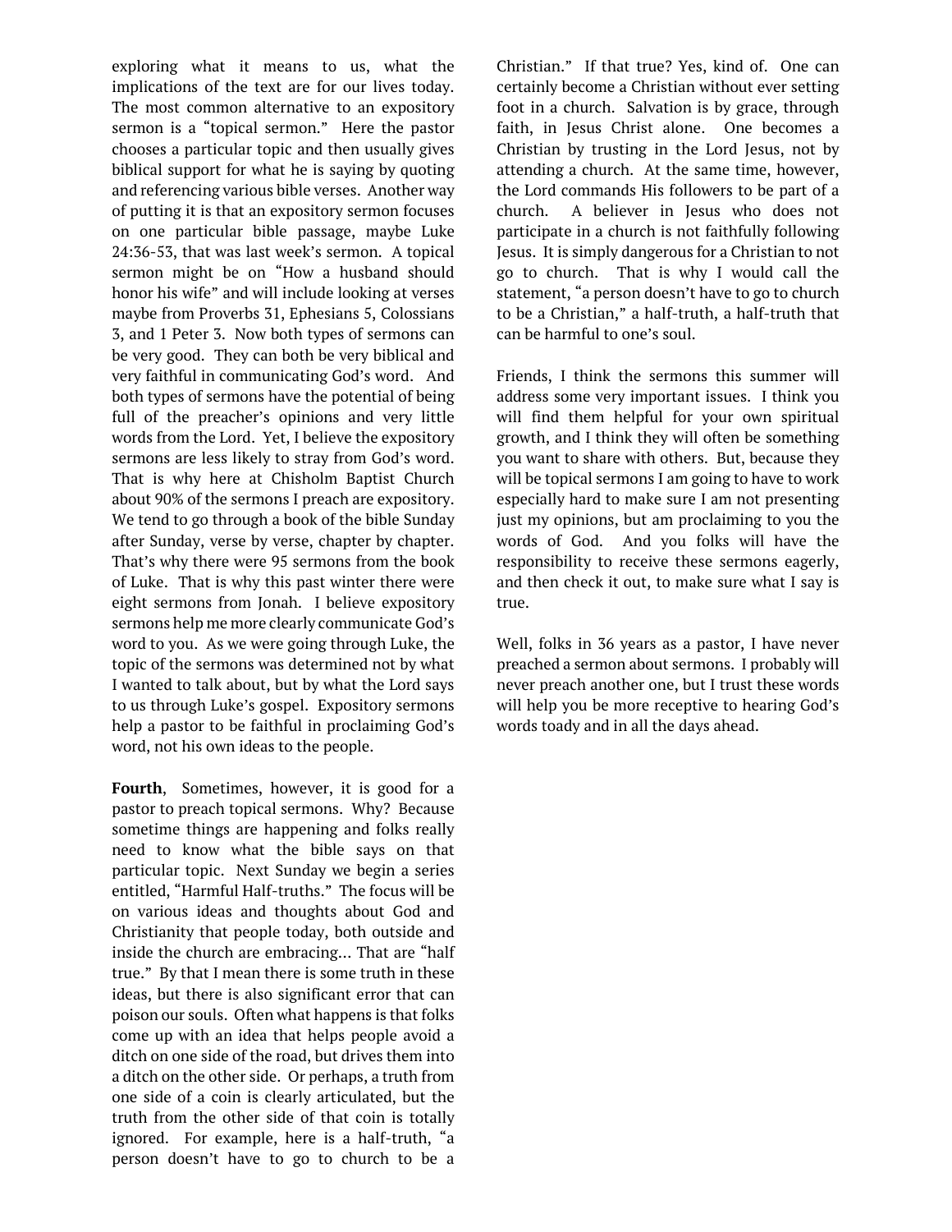exploring what it means to us, what the implications of the text are for our lives today. The most common alternative to an expository sermon is a "topical sermon." Here the pastor chooses a particular topic and then usually gives biblical support for what he is saying by quoting and referencing various bible verses. Another way of putting it is that an expository sermon focuses on one particular bible passage, maybe Luke 24:36-53, that was last week's sermon. A topical sermon might be on "How a husband should honor his wife" and will include looking at verses maybe from Proverbs 31, Ephesians 5, Colossians 3, and 1 Peter 3. Now both types of sermons can be very good. They can both be very biblical and very faithful in communicating God's word. And both types of sermons have the potential of being full of the preacher's opinions and very little words from the Lord. Yet, I believe the expository sermons are less likely to stray from God's word. That is why here at Chisholm Baptist Church about 90% of the sermons I preach are expository. We tend to go through a book of the bible Sunday after Sunday, verse by verse, chapter by chapter. That's why there were 95 sermons from the book of Luke. That is why this past winter there were eight sermons from Jonah. I believe expository sermons help me more clearly communicate God's word to you. As we were going through Luke, the topic of the sermons was determined not by what I wanted to talk about, but by what the Lord says to us through Luke's gospel. Expository sermons help a pastor to be faithful in proclaiming God's word, not his own ideas to the people.

**Fourth**, Sometimes, however, it is good for a pastor to preach topical sermons. Why? Because sometime things are happening and folks really need to know what the bible says on that particular topic. Next Sunday we begin a series entitled, "Harmful Half-truths." The focus will be on various ideas and thoughts about God and Christianity that people today, both outside and inside the church are embracing… That are "half true." By that I mean there is some truth in these ideas, but there is also significant error that can poison our souls. Often what happens is that folks come up with an idea that helps people avoid a ditch on one side of the road, but drives them into a ditch on the other side. Or perhaps, a truth from one side of a coin is clearly articulated, but the truth from the other side of that coin is totally ignored. For example, here is a half-truth, "a person doesn't have to go to church to be a Christian." If that true? Yes, kind of. One can certainly become a Christian without ever setting foot in a church. Salvation is by grace, through faith, in Jesus Christ alone. One becomes a Christian by trusting in the Lord Jesus, not by attending a church. At the same time, however, the Lord commands His followers to be part of a church. A believer in Jesus who does not participate in a church is not faithfully following Jesus. It is simply dangerous for a Christian to not go to church. That is why I would call the statement, "a person doesn't have to go to church to be a Christian," a half-truth, a half-truth that can be harmful to one's soul.

Friends, I think the sermons this summer will address some very important issues. I think you will find them helpful for your own spiritual growth, and I think they will often be something you want to share with others. But, because they will be topical sermons I am going to have to work especially hard to make sure I am not presenting just my opinions, but am proclaiming to you the words of God. And you folks will have the responsibility to receive these sermons eagerly, and then check it out, to make sure what I say is true.

Well, folks in 36 years as a pastor, I have never preached a sermon about sermons. I probably will never preach another one, but I trust these words will help you be more receptive to hearing God's words toady and in all the days ahead.